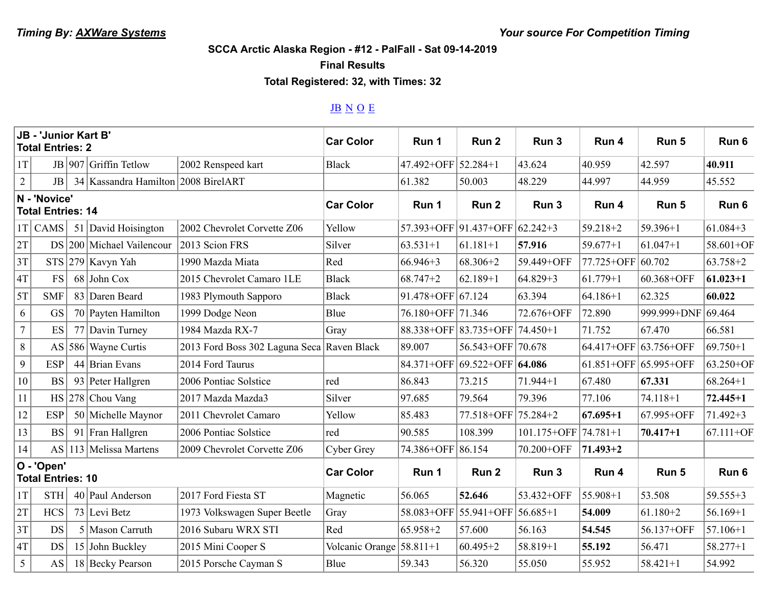*Timing By: [AXWare Systems](#)* *Your source For Competition Timing*

**SCCA Arctic Alaska Region - #12 - PalFall - Sat 09-14-2019**

**Final Results**

**Total Registered: 32, with Times: 32**

[JB](#) [N](#) [O](#) [E](#)

| | | | | | Car Color | Run 1 | Run 2 | Run 3 | Run 4 | Run 5 | Run 6 |
|---|---|---|---|---|---|---|---|---|---|---|---|
| **JB - 'Junior Kart B' Total Entries: 2** | | | | | **Car Color** | **Run 1** | **Run 2** | **Run 3** | **Run 4** | **Run 5** | **Run 6** |
| 1T | JB | 907 | Griffin Tetlow | 2002 Renspeed kart | Black | 47.492+OFF | 52.284+1 | 43.624 | 40.959 | 42.597 | **40.911** |
| 2 | JB | 34 | Kassandra Hamilton | 2008 BirelART | | 61.382 | 50.003 | 48.229 | 44.997 | 44.959 | 45.552 |
| **N - 'Novice' Total Entries: 14** | | | | | **Car Color** | **Run 1** | **Run 2** | **Run 3** | **Run 4** | **Run 5** | **Run 6** |
| 1T | CAMS | 51 | David Hoisington | 2002 Chevrolet Corvette Z06 | Yellow | 57.393+OFF | 91.437+OFF | 62.242+3 | 59.218+2 | 59.396+1 | 61.084+3 |
| 2T | DS | 200 | Michael Vailencour | 2013 Scion FRS | Silver | 63.531+1 | 61.181+1 | **57.916** | 59.677+1 | 61.047+1 | 58.601+OF |
| 3T | STS | 279 | Kavyn Yah | 1990 Mazda Miata | Red | 66.946+3 | 68.306+2 | 59.449+OFF | 77.725+OFF | 60.702 | 63.758+2 |
| 4T | FS | 68 | John Cox | 2015 Chevrolet Camaro 1LE | Black | 68.747+2 | 62.189+1 | 64.829+3 | 61.779+1 | 60.368+OFF | **61.023+1** |
| 5T | SMF | 83 | Daren Beard | 1983 Plymouth Sapporo | Black | 91.478+OFF | 67.124 | 63.394 | 64.186+1 | 62.325 | **60.022** |
| 6 | GS | 70 | Payten Hamilton | 1999 Dodge Neon | Blue | 76.180+OFF | 71.346 | 72.676+OFF | 72.890 | 999.999+DNF | 69.464 |
| 7 | ES | 77 | Davin Turney | 1984 Mazda RX-7 | Gray | 88.338+OFF | 83.735+OFF | 74.450+1 | 71.752 | 67.470 | 66.581 |
| 8 | AS | 586 | Wayne Curtis | 2013 Ford Boss 302 Laguna Seca | Raven Black | 89.007 | 56.543+OFF | 70.678 | 64.417+OFF | 63.756+OFF | 69.750+1 |
| 9 | ESP | 44 | Brian Evans | 2014 Ford Taurus | | 84.371+OFF | 69.522+OFF | **64.086** | 61.851+OFF | 65.995+OFF | 63.250+OF |
| 10 | BS | 93 | Peter Hallgren | 2006 Pontiac Solstice | red | 86.843 | 73.215 | 71.944+1 | 67.480 | **67.331** | 68.264+1 |
| 11 | HS | 278 | Chou Vang | 2017 Mazda Mazda3 | Silver | 97.685 | 79.564 | 79.396 | 77.106 | 74.118+1 | **72.445+1** |
| 12 | ESP | 50 | Michelle Maynor | 2011 Chevrolet Camaro | Yellow | 85.483 | 77.518+OFF | 75.284+2 | **67.695+1** | 67.995+OFF | 71.492+3 |
| 13 | BS | 91 | Fran Hallgren | 2006 Pontiac Solstice | red | 90.585 | 108.399 | 101.175+OFF | 74.781+1 | **70.417+1** | 67.111+OF |
| 14 | AS | 113 | Melissa Martens | 2009 Chevrolet Corvette Z06 | Cyber Grey | 74.386+OFF | 86.154 | 70.200+OFF | **71.493+2** | | |
| **O - 'Open' Total Entries: 10** | | | | | **Car Color** | **Run 1** | **Run 2** | **Run 3** | **Run 4** | **Run 5** | **Run 6** |
| 1T | STH | 40 | Paul Anderson | 2017 Ford Fiesta ST | Magnetic | 56.065 | **52.646** | 53.432+OFF | 55.908+1 | 53.508 | 59.555+3 |
| 2T | HCS | 73 | Levi Betz | 1973 Volkswagen Super Beetle | Gray | 58.083+OFF | 55.941+OFF | 56.685+1 | **54.009** | 61.180+2 | 56.169+1 |
| 3T | DS | 5 | Mason Carruth | 2016 Subaru WRX STI | Red | 65.958+2 | 57.600 | 56.163 | **54.545** | 56.137+OFF | 57.106+1 |
| 4T | DS | 15 | John Buckley | 2015 Mini Cooper S | Volcanic Orange | 58.811+1 | 60.495+2 | 58.819+1 | **55.192** | 56.471 | 58.277+1 |
| 5 | AS | 18 | Becky Pearson | 2015 Porsche Cayman S | Blue | 59.343 | 56.320 | 55.050 | 55.952 | 58.421+1 | 54.992 |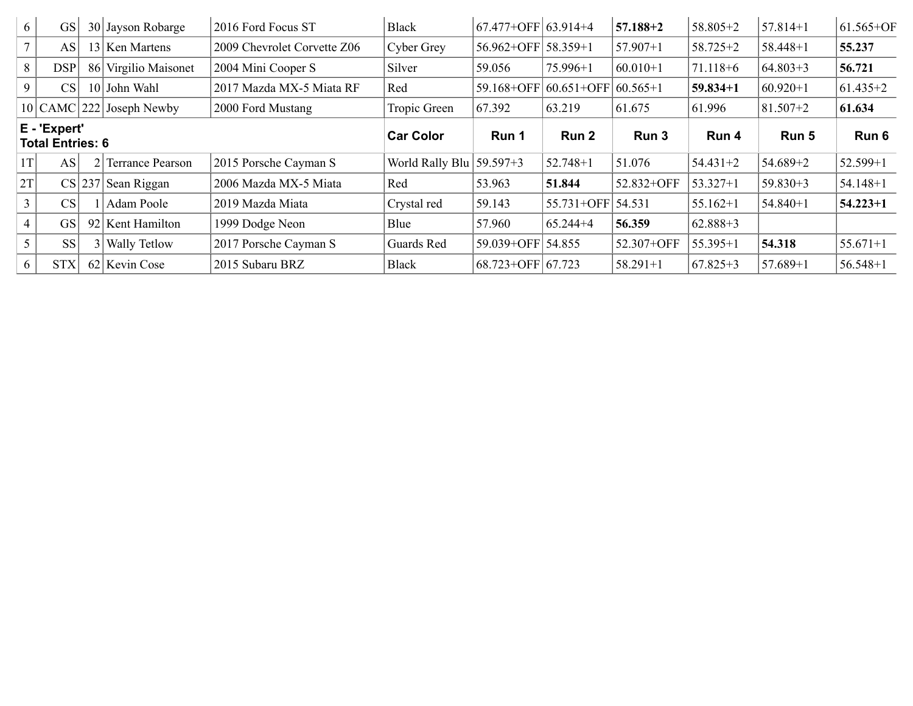| | | | | | | | | | | | |
|---|---|---|---|---|---|---|---|---|---|---|---|
| 6 | GS | 30 | Jayson Robarge | 2016 Ford Focus ST | Black | 67.477+OFF | 63.914+4 | **57.188+2** | 58.805+2 | 57.814+1 | 61.565+OF |
| 7 | AS | 13 | Ken Martens | 2009 Chevrolet Corvette Z06 | Cyber Grey | 56.962+OFF | 58.359+1 | 57.907+1 | 58.725+2 | 58.448+1 | **55.237** |
| 8 | DSP | 86 | Virgilio Maisonet | 2004 Mini Cooper S | Silver | 59.056 | 75.996+1 | 60.010+1 | 71.118+6 | 64.803+3 | **56.721** |
| 9 | CS | 10 | John Wahl | 2017 Mazda MX-5 Miata RF | Red | 59.168+OFF | 60.651+OFF | 60.565+1 | **59.834+1** | 60.920+1 | 61.435+2 |
| 10 | CAMC | 222 | Joseph Newby | 2000 Ford Mustang | Tropic Green | 67.392 | 63.219 | 61.675 | 61.996 | 81.507+2 | **61.634** |
| **E - 'Expert' Total Entries: 6** | | | | | **Car Color** | **Run 1** | **Run 2** | **Run 3** | **Run 4** | **Run 5** | **Run 6** |
| 1T | AS | 2 | Terrance Pearson | 2015 Porsche Cayman S | World Rally Blu | 59.597+3 | 52.748+1 | 51.076 | 54.431+2 | 54.689+2 | 52.599+1 |
| 2T | CS | 237 | Sean Riggan | 2006 Mazda MX-5 Miata | Red | 53.963 | **51.844** | 52.832+OFF | 53.327+1 | 59.830+3 | 54.148+1 |
| 3 | CS | 1 | Adam Poole | 2019 Mazda Miata | Crystal red | 59.143 | 55.731+OFF | 54.531 | 55.162+1 | 54.840+1 | **54.223+1** |
| 4 | GS | 92 | Kent Hamilton | 1999 Dodge Neon | Blue | 57.960 | 65.244+4 | **56.359** | 62.888+3 | | |
| 5 | SS | 3 | Wally Tetlow | 2017 Porsche Cayman S | Guards Red | 59.039+OFF | 54.855 | 52.307+OFF | 55.395+1 | **54.318** | 55.671+1 |
| 6 | STX | 62 | Kevin Cose | 2015 Subaru BRZ | Black | 68.723+OFF | 67.723 | 58.291+1 | 67.825+3 | 57.689+1 | 56.548+1 |